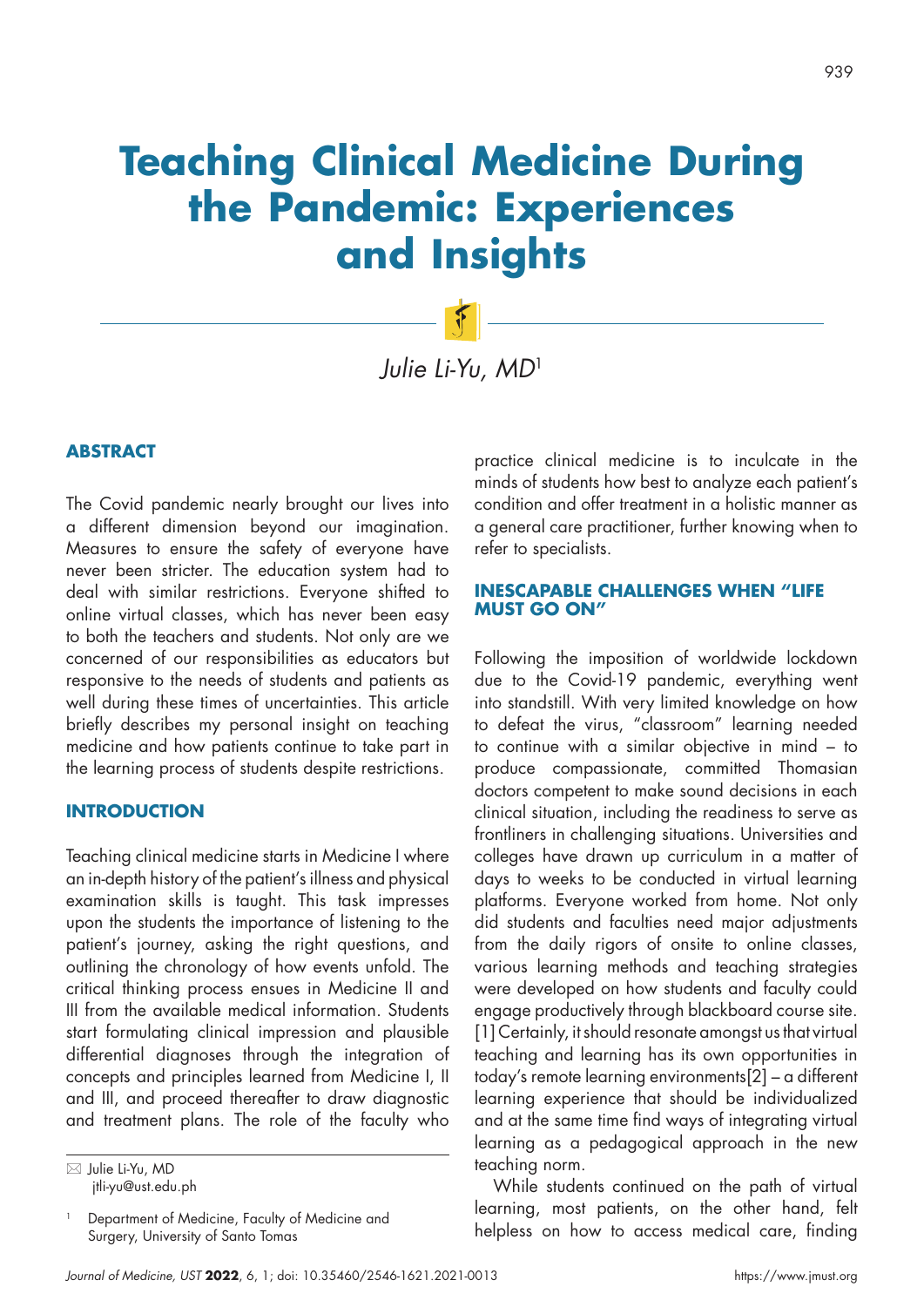# Teaching Clinical Medicine During the Pandemic: Experiences and Insights

*Julie Li-Yu, MD*[1]

## ABSTRACT

The Covid pandemic nearly brought our lives into a different dimension beyond our imagination. Measures to ensure the safety of everyone have never been stricter. The education system had to deal with similar restrictions. Everyone shifted to online virtual classes, which has never been easy to both the teachers and students. Not only are we concerned of our responsibilities as educators but responsive to the needs of students and patients as well during these times of uncertainties. This article briefly describes my personal insight on teaching medicine and how patients continue to take part in the learning process of students despite restrictions.

## INTRODUCTION

Teaching clinical medicine starts in Medicine I where an in-depth history of the patient's illness and physical examination skills is taught. This task impresses upon the students the importance of listening to the patient's journey, asking the right questions, and outlining the chronology of how events unfold. The critical thinking process ensues in Medicine II and III from the available medical information. Students start formulating clinical impression and plausible differential diagnoses through the integration of concepts and principles learned from Medicine I, II and III, and proceed thereafter to draw diagnostic and treatment plans. The role of the faculty who practice clinical medicine is to inculcate in the minds of students how best to analyze each patient's condition and offer treatment in a holistic manner as a general care practitioner, further knowing when to refer to specialists.

## INESCAPABLE CHALLENGES WHEN "LIFE MUST GO ON"

Following the imposition of worldwide lockdown due to the Covid-19 pandemic, everything went into standstill. With very limited knowledge on how to defeat the virus, "classroom" learning needed to continue with a similar objective in mind – to produce compassionate, committed Thomasian doctors competent to make sound decisions in each clinical situation, including the readiness to serve as frontliners in challenging situations. Universities and colleges have drawn up curriculum in a matter of days to weeks to be conducted in virtual learning platforms. Everyone worked from home. Not only did students and faculties need major adjustments from the daily rigors of onsite to online classes, various learning methods and teaching strategies were developed on how students and faculty could engage productively through blackboard course site.[1] Certainly, it should resonate amongst us that virtual teaching and learning has its own opportunities in today's remote learning environments[2] – a different learning experience that should be individualized and at the same time find ways of integrating virtual learning as a pedagogical approach in the new teaching norm.

While students continued on the path of virtual learning, most patients, on the other hand, felt helpless on how to access medical care, finding

---

✉ Julie Li-Yu, MD
jtli-yu@ust.edu.ph

[1] Department of Medicine, Faculty of Medicine and Surgery, University of Santo Tomas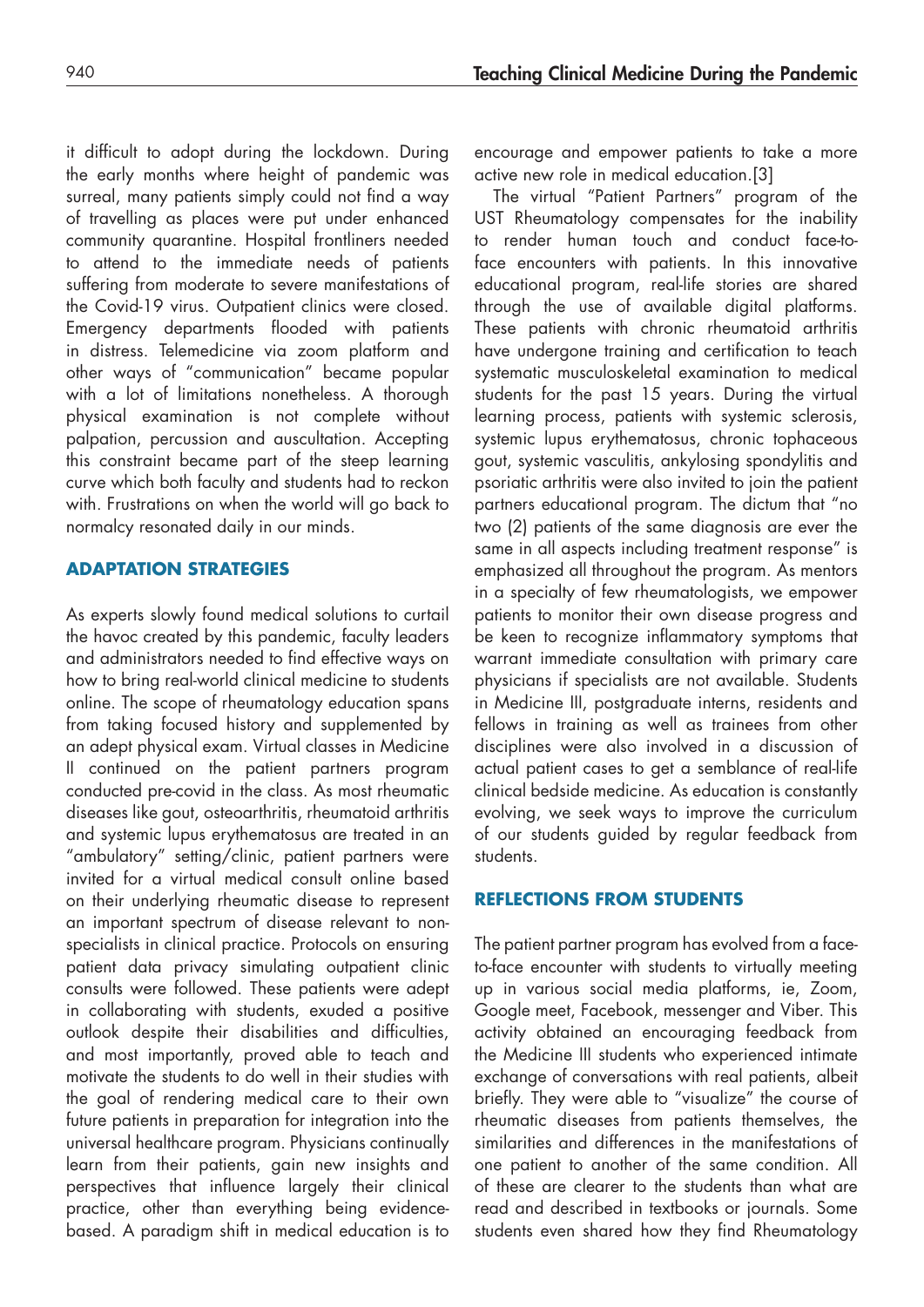it difficult to adopt during the lockdown. During the early months where height of pandemic was surreal, many patients simply could not find a way of travelling as places were put under enhanced community quarantine. Hospital frontliners needed to attend to the immediate needs of patients suffering from moderate to severe manifestations of the Covid-19 virus. Outpatient clinics were closed. Emergency departments flooded with patients in distress. Telemedicine via zoom platform and other ways of "communication" became popular with a lot of limitations nonetheless. A thorough physical examination is not complete without palpation, percussion and auscultation. Accepting this constraint became part of the steep learning curve which both faculty and students had to reckon with. Frustrations on when the world will go back to normalcy resonated daily in our minds.

## ADAPTATION STRATEGIES

As experts slowly found medical solutions to curtail the havoc created by this pandemic, faculty leaders and administrators needed to find effective ways on how to bring real-world clinical medicine to students online. The scope of rheumatology education spans from taking focused history and supplemented by an adept physical exam. Virtual classes in Medicine II continued on the patient partners program conducted pre-covid in the class. As most rheumatic diseases like gout, osteoarthritis, rheumatoid arthritis and systemic lupus erythematosus are treated in an "ambulatory" setting/clinic, patient partners were invited for a virtual medical consult online based on their underlying rheumatic disease to represent an important spectrum of disease relevant to non-specialists in clinical practice. Protocols on ensuring patient data privacy simulating outpatient clinic consults were followed. These patients were adept in collaborating with students, exuded a positive outlook despite their disabilities and difficulties, and most importantly, proved able to teach and motivate the students to do well in their studies with the goal of rendering medical care to their own future patients in preparation for integration into the universal healthcare program. Physicians continually learn from their patients, gain new insights and perspectives that influence largely their clinical practice, other than everything being evidence-based. A paradigm shift in medical education is to encourage and empower patients to take a more active new role in medical education.[3]

The virtual "Patient Partners" program of the UST Rheumatology compensates for the inability to render human touch and conduct face-to-face encounters with patients. In this innovative educational program, real-life stories are shared through the use of available digital platforms. These patients with chronic rheumatoid arthritis have undergone training and certification to teach systematic musculoskeletal examination to medical students for the past 15 years. During the virtual learning process, patients with systemic sclerosis, systemic lupus erythematosus, chronic tophaceous gout, systemic vasculitis, ankylosing spondylitis and psoriatic arthritis were also invited to join the patient partners educational program. The dictum that "no two (2) patients of the same diagnosis are ever the same in all aspects including treatment response" is emphasized all throughout the program. As mentors in a specialty of few rheumatologists, we empower patients to monitor their own disease progress and be keen to recognize inflammatory symptoms that warrant immediate consultation with primary care physicians if specialists are not available. Students in Medicine III, postgraduate interns, residents and fellows in training as well as trainees from other disciplines were also involved in a discussion of actual patient cases to get a semblance of real-life clinical bedside medicine. As education is constantly evolving, we seek ways to improve the curriculum of our students guided by regular feedback from students.

## REFLECTIONS FROM STUDENTS

The patient partner program has evolved from a face-to-face encounter with students to virtually meeting up in various social media platforms, ie, Zoom, Google meet, Facebook, messenger and Viber. This activity obtained an encouraging feedback from the Medicine III students who experienced intimate exchange of conversations with real patients, albeit briefly. They were able to "visualize" the course of rheumatic diseases from patients themselves, the similarities and differences in the manifestations of one patient to another of the same condition. All of these are clearer to the students than what are read and described in textbooks or journals. Some students even shared how they find Rheumatology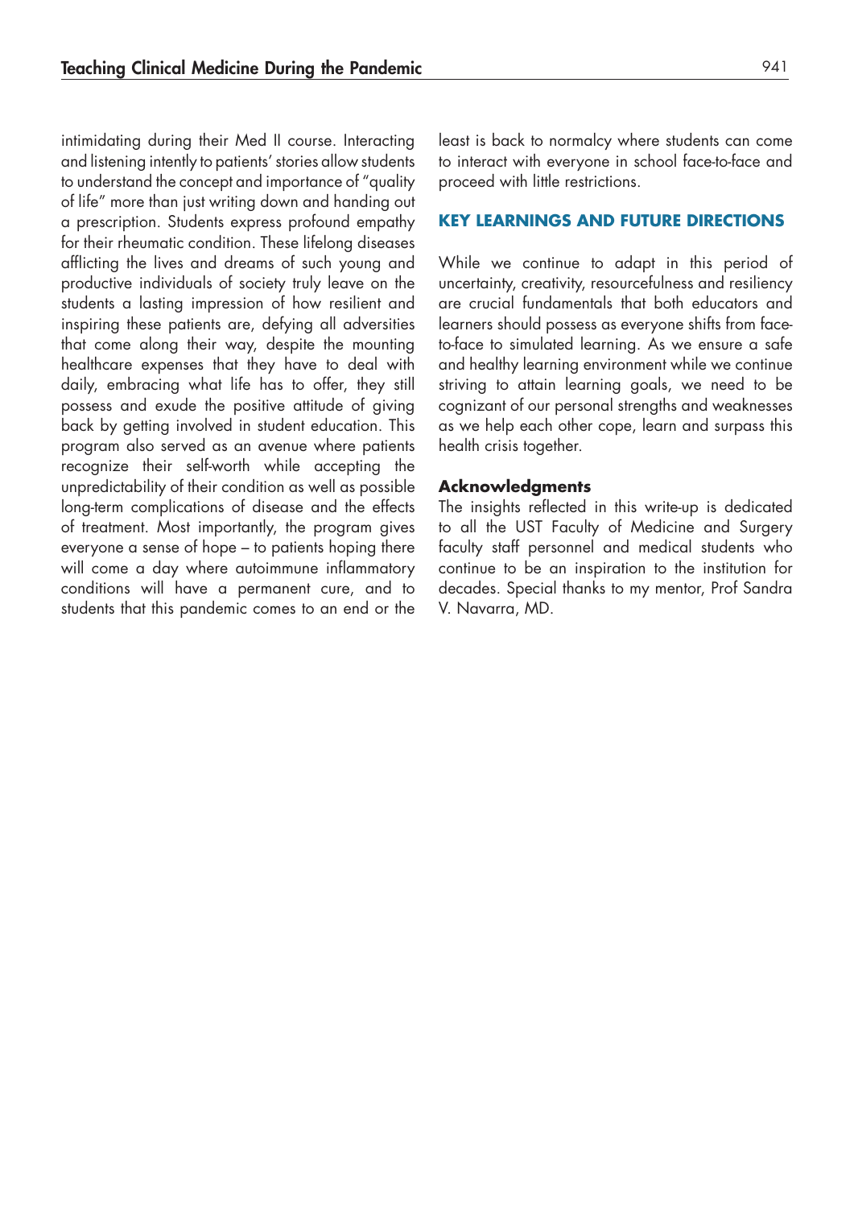intimidating during their Med II course. Interacting and listening intently to patients' stories allow students to understand the concept and importance of "quality of life" more than just writing down and handing out a prescription. Students express profound empathy for their rheumatic condition. These lifelong diseases afflicting the lives and dreams of such young and productive individuals of society truly leave on the students a lasting impression of how resilient and inspiring these patients are, defying all adversities that come along their way, despite the mounting healthcare expenses that they have to deal with daily, embracing what life has to offer, they still possess and exude the positive attitude of giving back by getting involved in student education. This program also served as an avenue where patients recognize their self-worth while accepting the unpredictability of their condition as well as possible long-term complications of disease and the effects of treatment. Most importantly, the program gives everyone a sense of hope – to patients hoping there will come a day where autoimmune inflammatory conditions will have a permanent cure, and to students that this pandemic comes to an end or the least is back to normalcy where students can come to interact with everyone in school face-to-face and proceed with little restrictions.

## KEY LEARNINGS AND FUTURE DIRECTIONS

While we continue to adapt in this period of uncertainty, creativity, resourcefulness and resiliency are crucial fundamentals that both educators and learners should possess as everyone shifts from face-to-face to simulated learning. As we ensure a safe and healthy learning environment while we continue striving to attain learning goals, we need to be cognizant of our personal strengths and weaknesses as we help each other cope, learn and surpass this health crisis together.

### Acknowledgments

The insights reflected in this write-up is dedicated to all the UST Faculty of Medicine and Surgery faculty staff personnel and medical students who continue to be an inspiration to the institution for decades. Special thanks to my mentor, Prof Sandra V. Navarra, MD.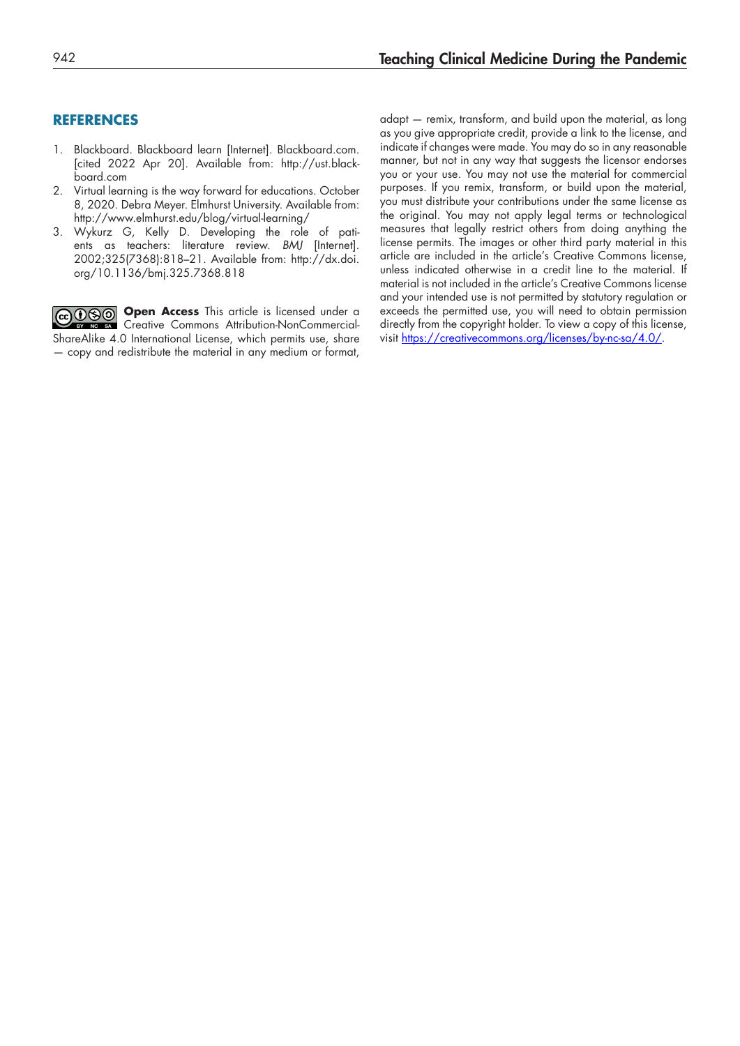## REFERENCES

1. Blackboard. Blackboard learn [Internet]. Blackboard.com. [cited 2022 Apr 20]. Available from: http://ust.blackboard.com
2. Virtual learning is the way forward for educations. October 8, 2020. Debra Meyer. Elmhurst University. Available from: http://www.elmhurst.edu/blog/virtual-learning/
3. Wykurz G, Kelly D. Developing the role of patients as teachers: literature review. *BMJ* [Internet]. 2002;325(7368):818–21. Available from: http://dx.doi.org/10.1136/bmj.325.7368.818

**Open Access** This article is licensed under a Creative Commons Attribution-NonCommercial-ShareAlike 4.0 International License, which permits use, share — copy and redistribute the material in any medium or format, adapt — remix, transform, and build upon the material, as long as you give appropriate credit, provide a link to the license, and indicate if changes were made. You may do so in any reasonable manner, but not in any way that suggests the licensor endorses you or your use. You may not use the material for commercial purposes. If you remix, transform, or build upon the material, you must distribute your contributions under the same license as the original. You may not apply legal terms or technological measures that legally restrict others from doing anything the license permits. The images or other third party material in this article are included in the article's Creative Commons license, unless indicated otherwise in a credit line to the material. If material is not included in the article's Creative Commons license and your intended use is not permitted by statutory regulation or exceeds the permitted use, you will need to obtain permission directly from the copyright holder. To view a copy of this license, visit https://creativecommons.org/licenses/by-nc-sa/4.0/.